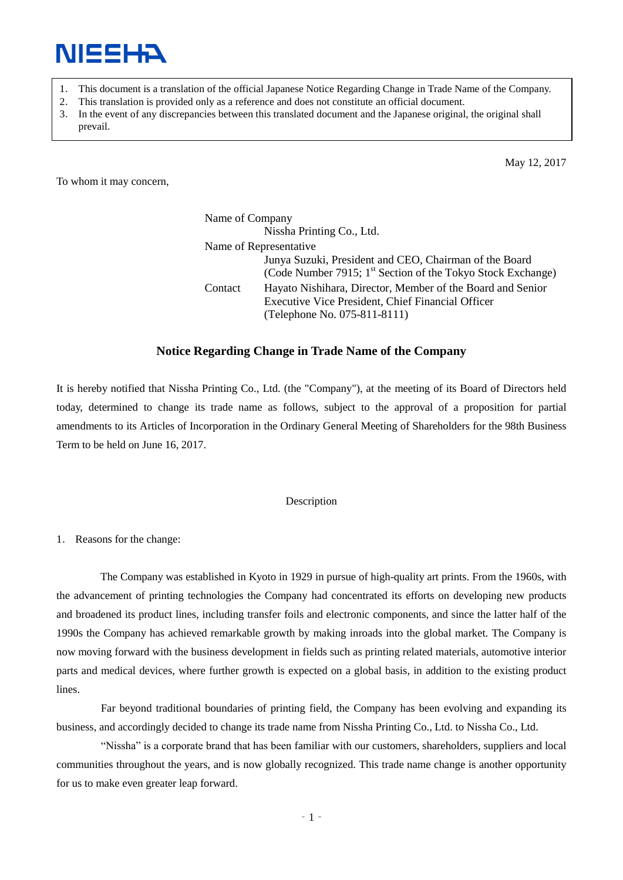NISSHA

1. This document is a translation of the official Japanese Notice Regarding Change in Trade Name of the Company.
2. This translation is provided only as a reference and does not constitute an official document.
3. In the event of any discrepancies between this translated document and the Japanese original, the original shall prevail.

May 12, 2017

To whom it may concern,

Name of Company
Nissha Printing Co., Ltd.
Name of Representative
Junya Suzuki, President and CEO, Chairman of the Board
(Code Number 7915; 1st Section of the Tokyo Stock Exchange)
Contact
Hayato Nishihara, Director, Member of the Board and Senior Executive Vice President, Chief Financial Officer
(Telephone No. 075-811-8111)

## Notice Regarding Change in Trade Name of the Company

It is hereby notified that Nissha Printing Co., Ltd. (the "Company"), at the meeting of its Board of Directors held today, determined to change its trade name as follows, subject to the approval of a proposition for partial amendments to its Articles of Incorporation in the Ordinary General Meeting of Shareholders for the 98th Business Term to be held on June 16, 2017.

Description

1. Reasons for the change:

The Company was established in Kyoto in 1929 in pursue of high-quality art prints. From the 1960s, with the advancement of printing technologies the Company had concentrated its efforts on developing new products and broadened its product lines, including transfer foils and electronic components, and since the latter half of the 1990s the Company has achieved remarkable growth by making inroads into the global market. The Company is now moving forward with the business development in fields such as printing related materials, automotive interior parts and medical devices, where further growth is expected on a global basis, in addition to the existing product lines.

Far beyond traditional boundaries of printing field, the Company has been evolving and expanding its business, and accordingly decided to change its trade name from Nissha Printing Co., Ltd. to Nissha Co., Ltd.

"Nissha" is a corporate brand that has been familiar with our customers, shareholders, suppliers and local communities throughout the years, and is now globally recognized. This trade name change is another opportunity for us to make even greater leap forward.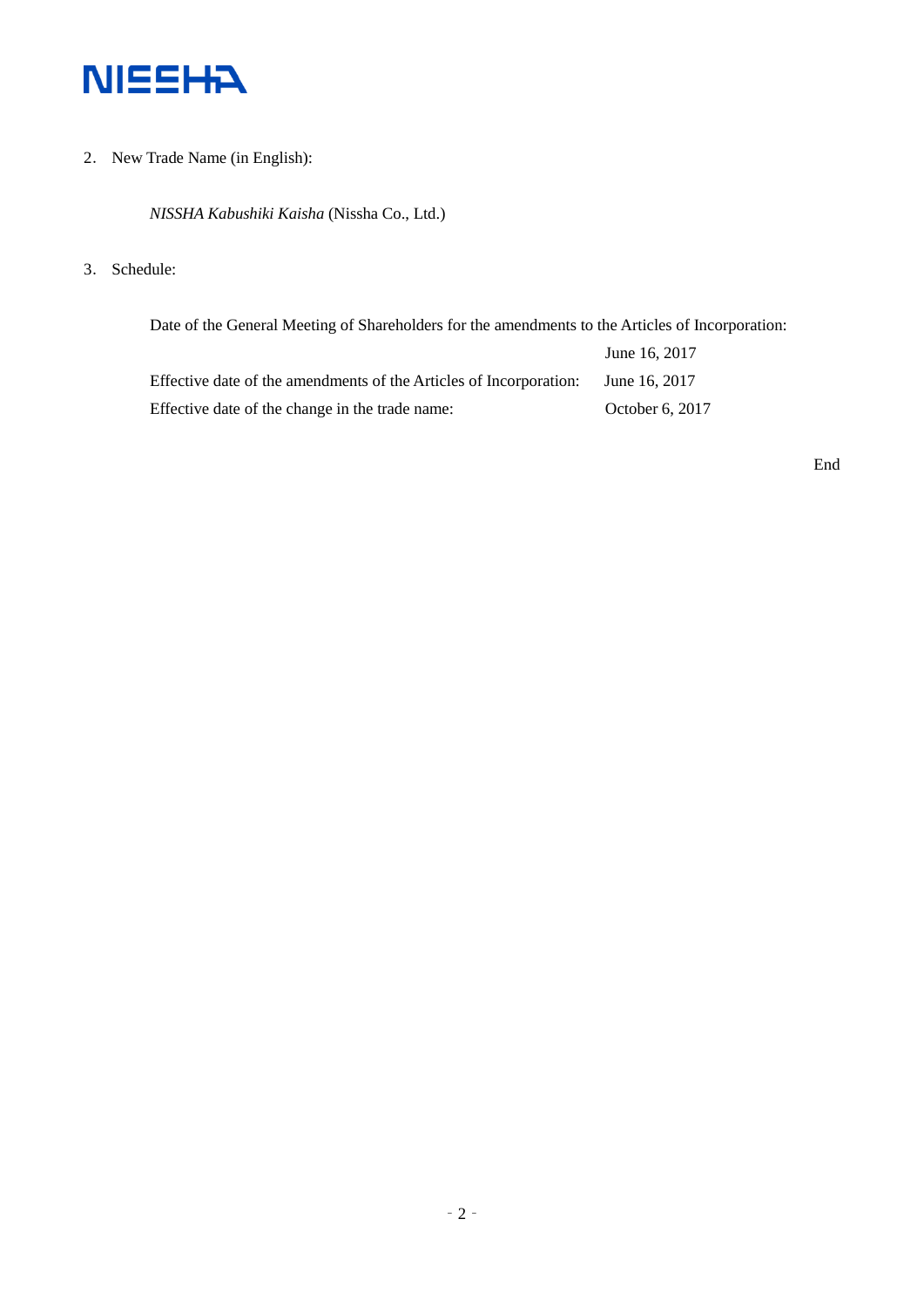2. New Trade Name (in English):

*NISSHA Kabushiki Kaisha* (Nissha Co., Ltd.)

3. Schedule:

| | |
|---|---|
| Date of the General Meeting of Shareholders for the amendments to the Articles of Incorporation: | June 16, 2017 |
| Effective date of the amendments of the Articles of Incorporation: | June 16, 2017 |
| Effective date of the change in the trade name: | October 6, 2017 |

End